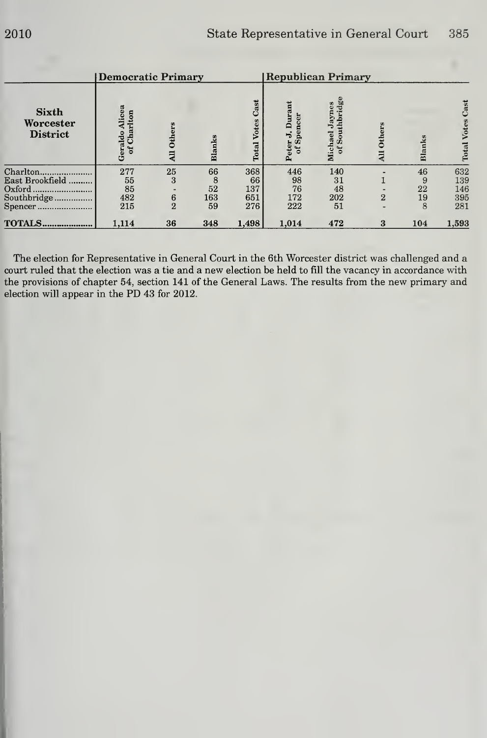| Sixth Worcester District | Democratic Primary | | | | Republican Primary | | | | |
|---|---|---|---|---|---|---|---|---|---|
| | Geraldo Alicea of Charlton | All Others | Blanks | Total Votes Cast | Peter J. Durant of Spencer | Michael Jaynes of Southbridge | All Others | Blanks | Total Votes Cast |
| Charlton | 277 | 25 | 66 | 368 | 446 | 140 | - | 46 | 632 |
| East Brookfield | 55 | 3 | 8 | 66 | 98 | 31 | 1 | 9 | 139 |
| Oxford | 85 | - | 52 | 137 | 76 | 48 | - | 22 | 146 |
| Southbridge | 482 | 6 | 163 | 651 | 172 | 202 | 2 | 19 | 395 |
| Spencer | 215 | 2 | 59 | 276 | 222 | 51 | - | 8 | 281 |
| **TOTALS** | 1,114 | 36 | 348 | 1,498 | 1,014 | 472 | 3 | 104 | 1,593 |

The election for Representative in General Court in the 6th Worcester district was challenged and a court ruled that the election was a tie and a new election be held to fill the vacancy in accordance with the provisions of chapter 54, section 141 of the General Laws. The results from the new primary and election will appear in the PD 43 for 2012.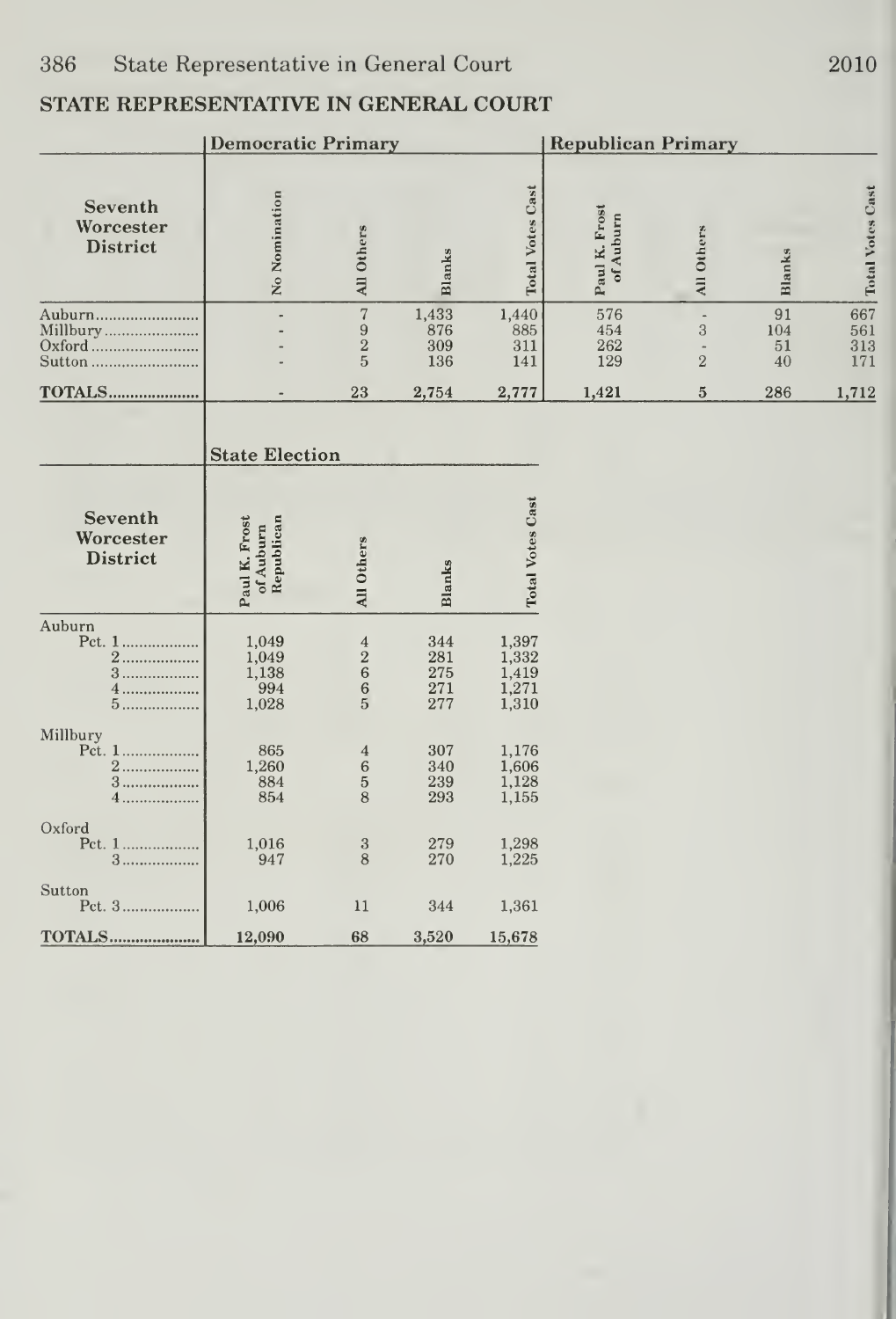## STATE REPRESENTATIVE IN GENERAL COURT

| Seventh Worcester District | Democratic Primary | | | | Republican Primary | | | |
|---|---|---|---|---|---|---|---|---|
| | No Nomination | All Others | Blanks | Total Votes Cast | Paul K. Frost of Auburn | All Others | Blanks | Total Votes Cast |
| Auburn | - | 7 | 1,433 | 1,440 | 576 | - | 91 | 667 |
| Millbury | - | 9 | 876 | 885 | 454 | 3 | 104 | 561 |
| Oxford | - | 2 | 309 | 311 | 262 | - | 51 | 313 |
| Sutton | - | 5 | 136 | 141 | 129 | 2 | 40 | 171 |
| TOTALS | - | 23 | 2,754 | 2,777 | 1,421 | 5 | 286 | 1,712 |

| Seventh Worcester District | State Election | | | |
|---|---|---|---|---|
| | Paul K. Frost of Auburn Republican | All Others | Blanks | Total Votes Cast |
| Auburn | | | | |
| Pct. 1 | 1,049 | 4 | 344 | 1,397 |
| 2 | 1,049 | 2 | 281 | 1,332 |
| 3 | 1,138 | 6 | 275 | 1,419 |
| 4 | 994 | 6 | 271 | 1,271 |
| 5 | 1,028 | 5 | 277 | 1,310 |
| Millbury | | | | |
| Pct. 1 | 865 | 4 | 307 | 1,176 |
| 2 | 1,260 | 6 | 340 | 1,606 |
| 3 | 884 | 5 | 239 | 1,128 |
| 4 | 854 | 8 | 293 | 1,155 |
| Oxford | | | | |
| Pct. 1 | 1,016 | 3 | 279 | 1,298 |
| 3 | 947 | 8 | 270 | 1,225 |
| Sutton | | | | |
| Pct. 3 | 1,006 | 11 | 344 | 1,361 |
| TOTALS | 12,090 | 68 | 3,520 | 15,678 |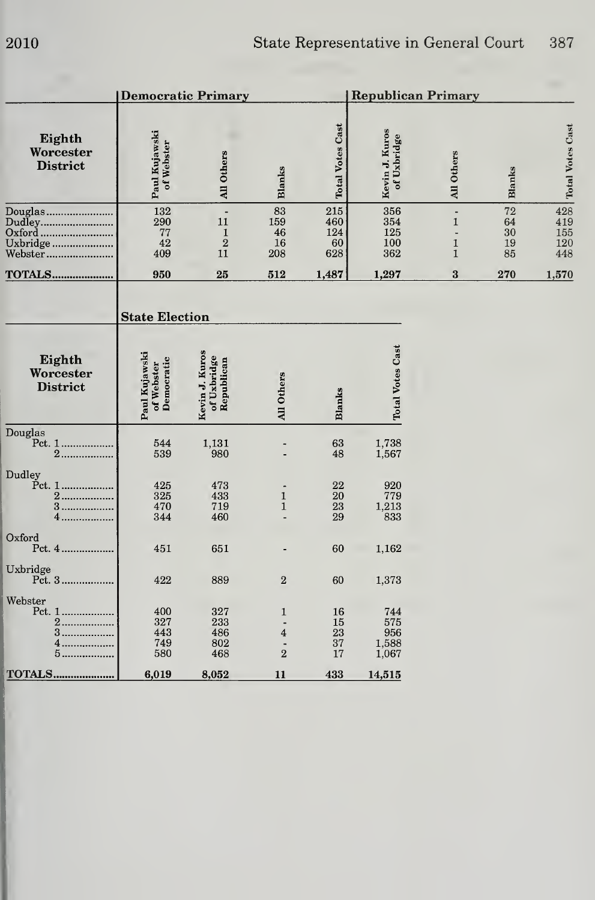| Eighth Worcester District | Democratic Primary | | | | Republican Primary | | | |
|---|---|---|---|---|---|---|---|---|
| | Paul Kujawski of Webster | All Others | Blanks | Total Votes Cast | Kevin J. Kuros of Uxbridge | All Others | Blanks | Total Votes Cast |
| Douglas | 132 | - | 83 | 215 | 356 | - | 72 | 428 |
| Dudley | 290 | 11 | 159 | 460 | 354 | 1 | 64 | 419 |
| Oxford | 77 | 1 | 46 | 124 | 125 | - | 30 | 155 |
| Uxbridge | 42 | 2 | 16 | 60 | 100 | 1 | 19 | 120 |
| Webster | 409 | 11 | 208 | 628 | 362 | 1 | 85 | 448 |
| **TOTALS** | **950** | **25** | **512** | **1,487** | **1,297** | **3** | **270** | **1,570** |

| Eighth Worcester District | State Election | | | | |
|---|---|---|---|---|---|
| | Paul Kujawski of Webster Democratic | Kevin J. Kuros of Uxbridge Republican | All Others | Blanks | Total Votes Cast |
| Douglas | | | | | |
| Pct. 1 | 544 | 1,131 | - | 63 | 1,738 |
| 2 | 539 | 980 | - | 48 | 1,567 |
| Dudley | | | | | |
| Pct. 1 | 425 | 473 | - | 22 | 920 |
| 2 | 325 | 433 | 1 | 20 | 779 |
| 3 | 470 | 719 | 1 | 23 | 1,213 |
| 4 | 344 | 460 | - | 29 | 833 |
| Oxford | | | | | |
| Pct. 4 | 451 | 651 | - | 60 | 1,162 |
| Uxbridge | | | | | |
| Pct. 3 | 422 | 889 | 2 | 60 | 1,373 |
| Webster | | | | | |
| Pct. 1 | 400 | 327 | 1 | 16 | 744 |
| 2 | 327 | 233 | - | 15 | 575 |
| 3 | 443 | 486 | 4 | 23 | 956 |
| 4 | 749 | 802 | - | 37 | 1,588 |
| 5 | 580 | 468 | 2 | 17 | 1,067 |
| **TOTALS** | **6,019** | **8,052** | **11** | **433** | **14,515** |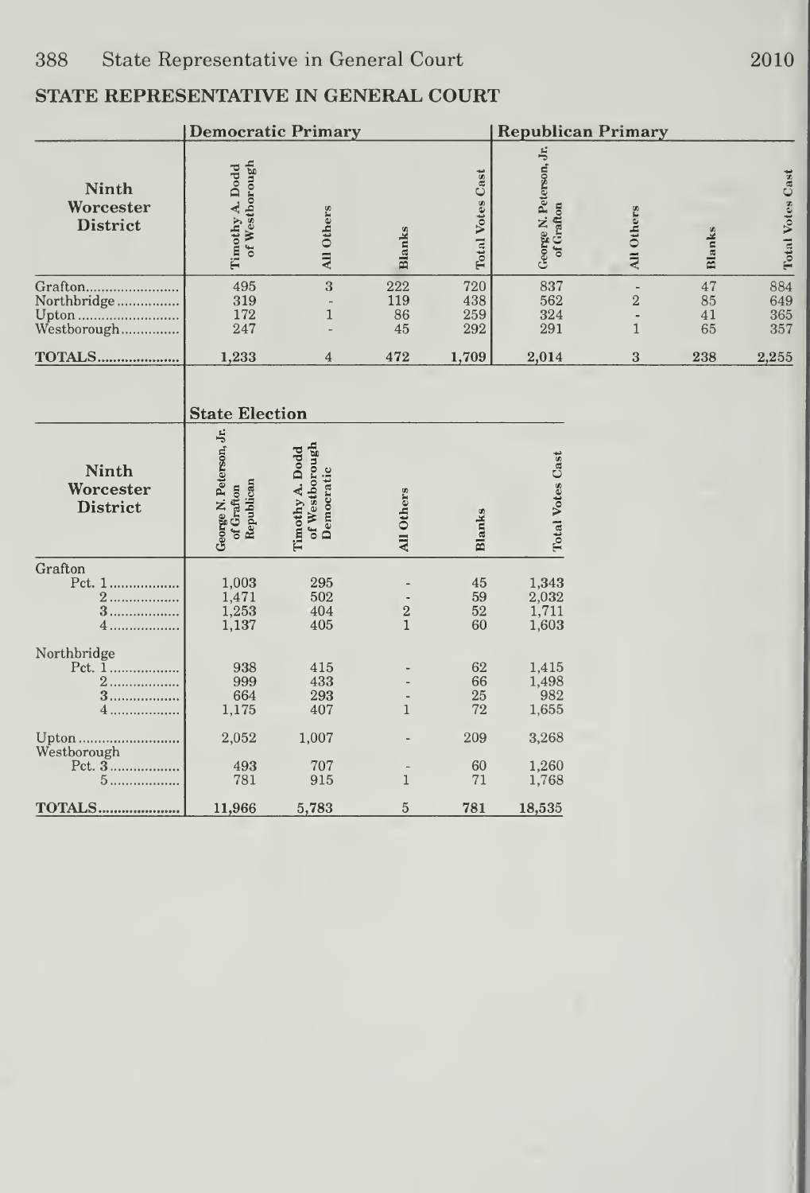## STATE REPRESENTATIVE IN GENERAL COURT

| Ninth Worcester District | Democratic Primary | | | | Republican Primary | | | |
|---|---|---|---|---|---|---|---|---|
| | Timothy A. Dodd of Westborough | All Others | Blanks | Total Votes Cast | George N. Peterson, Jr. of Grafton | All Others | Blanks | Total Votes Cast |
| Grafton | 495 | 3 | 222 | 720 | 837 | - | 47 | 884 |
| Northbridge | 319 | - | 119 | 438 | 562 | 2 | 85 | 649 |
| Upton | 172 | 1 | 86 | 259 | 324 | - | 41 | 365 |
| Westborough | 247 | - | 45 | 292 | 291 | 1 | 65 | 357 |
| **TOTALS** | 1,233 | 4 | 472 | 1,709 | 2,014 | 3 | 238 | 2,255 |

| Ninth Worcester District | State Election | | | | |
|---|---|---|---|---|---|
| | George N. Peterson, Jr. of Grafton Republican | Timothy A. Dodd of Westborough Democratic | All Others | Blanks | Total Votes Cast |
| Grafton | | | | | |
| Pct. 1 | 1,003 | 295 | - | 45 | 1,343 |
| 2 | 1,471 | 502 | - | 59 | 2,032 |
| 3 | 1,253 | 404 | 2 | 52 | 1,711 |
| 4 | 1,137 | 405 | 1 | 60 | 1,603 |
| Northbridge | | | | | |
| Pct. 1 | 938 | 415 | - | 62 | 1,415 |
| 2 | 999 | 433 | - | 66 | 1,498 |
| 3 | 664 | 293 | - | 25 | 982 |
| 4 | 1,175 | 407 | 1 | 72 | 1,655 |
| Upton | 2,052 | 1,007 | - | 209 | 3,268 |
| Westborough | | | | | |
| Pct. 3 | 493 | 707 | - | 60 | 1,260 |
| 5 | 781 | 915 | 1 | 71 | 1,768 |
| **TOTALS** | 11,966 | 5,783 | 5 | 781 | 18,535 |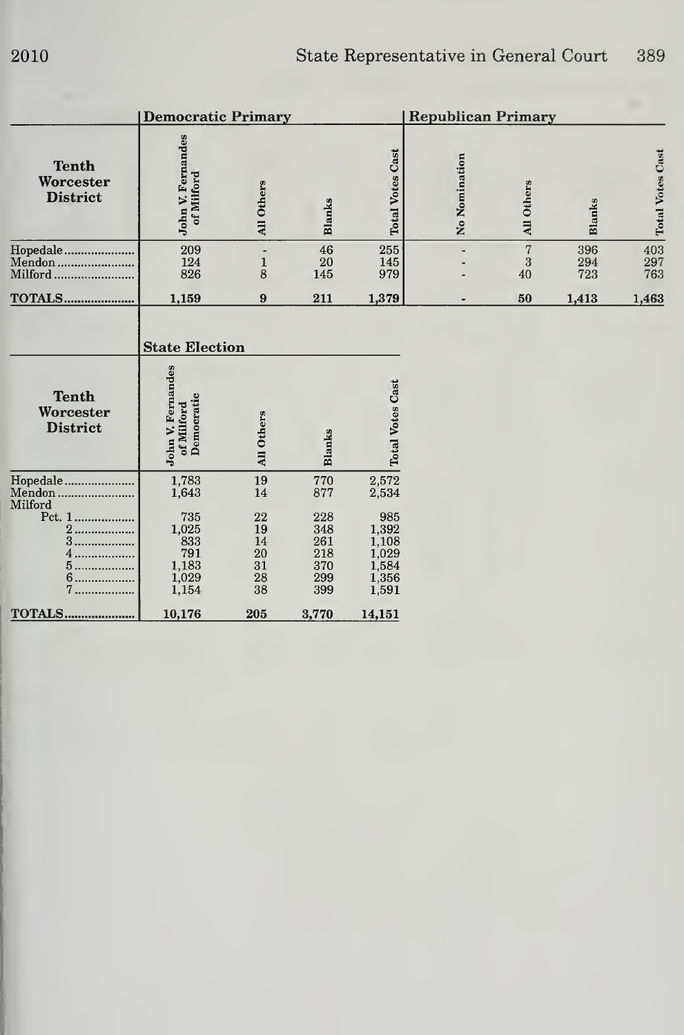| Tenth Worcester District | Democratic Primary | | | | Republican Primary | | | |
|---|---|---|---|---|---|---|---|---|
| | John V. Fernandes of Milford | All Others | Blanks | Total Votes Cast | No Nomination | All Others | Blanks | Total Votes Cast |
| Hopedale | 209 | - | 46 | 255 | - | 7 | 396 | 403 |
| Mendon | 124 | 1 | 20 | 145 | - | 3 | 294 | 297 |
| Milford | 826 | 8 | 145 | 979 | - | 40 | 723 | 763 |
| **TOTALS** | **1,159** | **9** | **211** | **1,379** | **-** | **50** | **1,413** | **1,463** |

| Tenth Worcester District | State Election | | | |
|---|---|---|---|---|
| | John V. Fernandes of Milford Democratic | All Others | Blanks | Total Votes Cast |
| Hopedale | 1,783 | 19 | 770 | 2,572 |
| Mendon | 1,643 | 14 | 877 | 2,534 |
| Milford | | | | |
| Pct. 1 | 735 | 22 | 228 | 985 |
| 2 | 1,025 | 19 | 348 | 1,392 |
| 3 | 833 | 14 | 261 | 1,108 |
| 4 | 791 | 20 | 218 | 1,029 |
| 5 | 1,183 | 31 | 370 | 1,584 |
| 6 | 1,029 | 28 | 299 | 1,356 |
| 7 | 1,154 | 38 | 399 | 1,591 |
| **TOTALS** | **10,176** | **205** | **3,770** | **14,151** |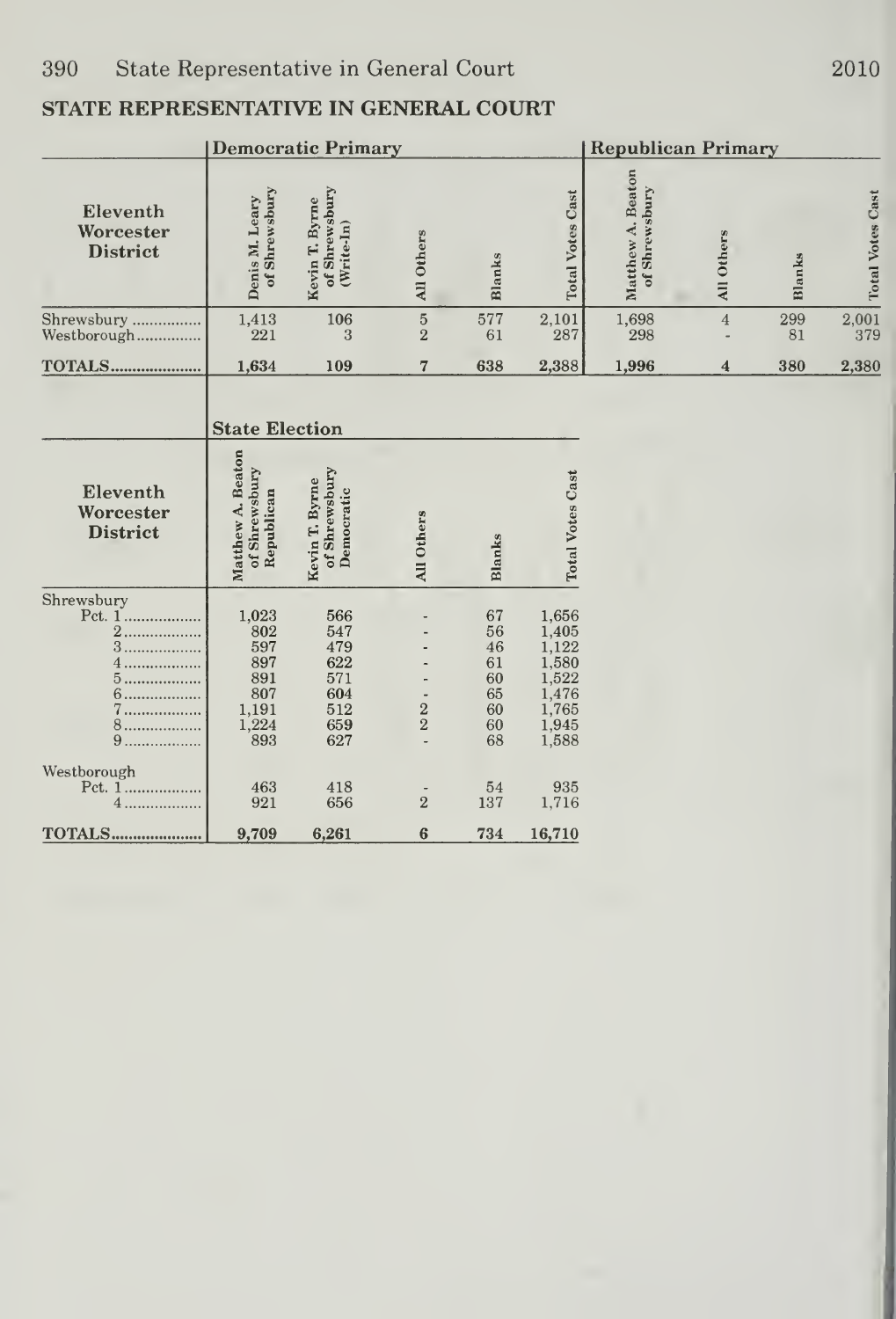## STATE REPRESENTATIVE IN GENERAL COURT

| Eleventh Worcester District | Democratic Primary | | | | | Republican Primary | | | |
|---|---|---|---|---|---|---|---|---|---|
| | Denis M. Leary of Shrewsbury | Kevin T. Byrne of Shrewsbury (Write-In) | All Others | Blanks | Total Votes Cast | Matthew A. Beaton of Shrewsbury | All Others | Blanks | Total Votes Cast |
| Shrewsbury | 1,413 | 106 | 5 | 577 | 2,101 | 1,698 | 4 | 299 | 2,001 |
| Westborough | 221 | 3 | 2 | 61 | 287 | 298 | - | 81 | 379 |
| **TOTALS** | **1,634** | **109** | **7** | **638** | **2,388** | **1,996** | **4** | **380** | **2,380** |

| Eleventh Worcester District | State Election | | | | |
|---|---|---|---|---|---|
| | Matthew A. Beaton of Shrewsbury Republican | Kevin T. Byrne of Shrewsbury Democratic | All Others | Blanks | Total Votes Cast |
| Shrewsbury | | | | | |
| Pct. 1 | 1,023 | 566 | - | 67 | 1,656 |
| 2 | 802 | 547 | - | 56 | 1,405 |
| 3 | 597 | 479 | - | 46 | 1,122 |
| 4 | 897 | 622 | - | 61 | 1,580 |
| 5 | 891 | 571 | - | 60 | 1,522 |
| 6 | 807 | 604 | - | 65 | 1,476 |
| 7 | 1,191 | 512 | 2 | 60 | 1,765 |
| 8 | 1,224 | 659 | 2 | 60 | 1,945 |
| 9 | 893 | 627 | - | 68 | 1,588 |
| Westborough | | | | | |
| Pct. 1 | 463 | 418 | - | 54 | 935 |
| 4 | 921 | 656 | 2 | 137 | 1,716 |
| **TOTALS** | **9,709** | **6,261** | **6** | **734** | **16,710** |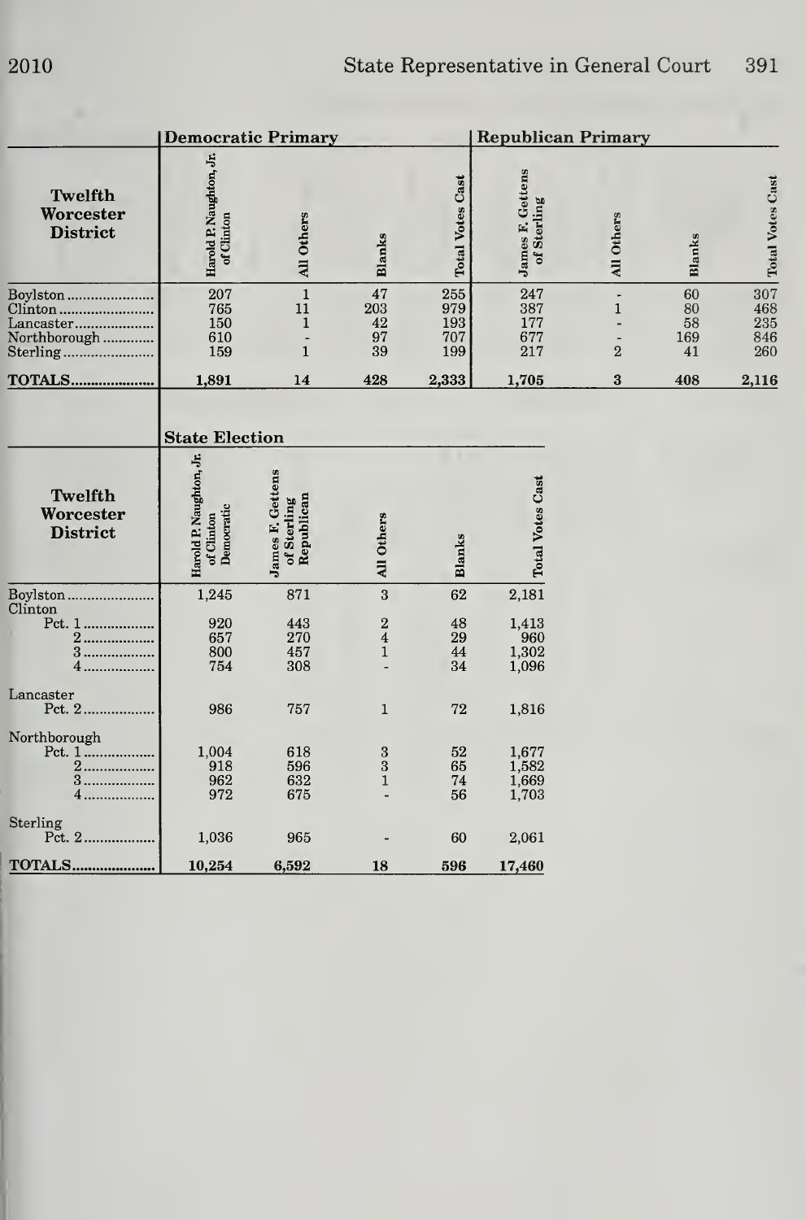| Twelfth Worcester District | Democratic Primary | | | | Republican Primary | | | |
|---|---|---|---|---|---|---|---|---|
| | Harold P. Naughton, Jr. of Clinton | All Others | Blanks | Total Votes Cast | James F. Gettens of Sterling | All Others | Blanks | Total Votes Cast |
| Boylston | 207 | 1 | 47 | 255 | 247 | - | 60 | 307 |
| Clinton | 765 | 11 | 203 | 979 | 387 | 1 | 80 | 468 |
| Lancaster | 150 | 1 | 42 | 193 | 177 | - | 58 | 235 |
| Northborough | 610 | - | 97 | 707 | 677 | - | 169 | 846 |
| Sterling | 159 | 1 | 39 | 199 | 217 | 2 | 41 | 260 |
| **TOTALS** | **1,891** | **14** | **428** | **2,333** | **1,705** | **3** | **408** | **2,116** |

| Twelfth Worcester District | State Election | | | | |
|---|---|---|---|---|---|
| | Harold P. Naughton, Jr. of Clinton Democratic | James F. Gettens of Sterling Republican | All Others | Blanks | Total Votes Cast |
| Boylston | 1,245 | 871 | 3 | 62 | 2,181 |
| Clinton | | | | | |
| Pct. 1 | 920 | 443 | 2 | 48 | 1,413 |
| 2 | 657 | 270 | 4 | 29 | 960 |
| 3 | 800 | 457 | 1 | 44 | 1,302 |
| 4 | 754 | 308 | - | 34 | 1,096 |
| Lancaster | | | | | |
| Pct. 2 | 986 | 757 | 1 | 72 | 1,816 |
| Northborough | | | | | |
| Pct. 1 | 1,004 | 618 | 3 | 52 | 1,677 |
| 2 | 918 | 596 | 3 | 65 | 1,582 |
| 3 | 962 | 632 | 1 | 74 | 1,669 |
| 4 | 972 | 675 | - | 56 | 1,703 |
| Sterling | | | | | |
| Pct. 2 | 1,036 | 965 | - | 60 | 2,061 |
| **TOTALS** | **10,254** | **6,592** | **18** | **596** | **17,460** |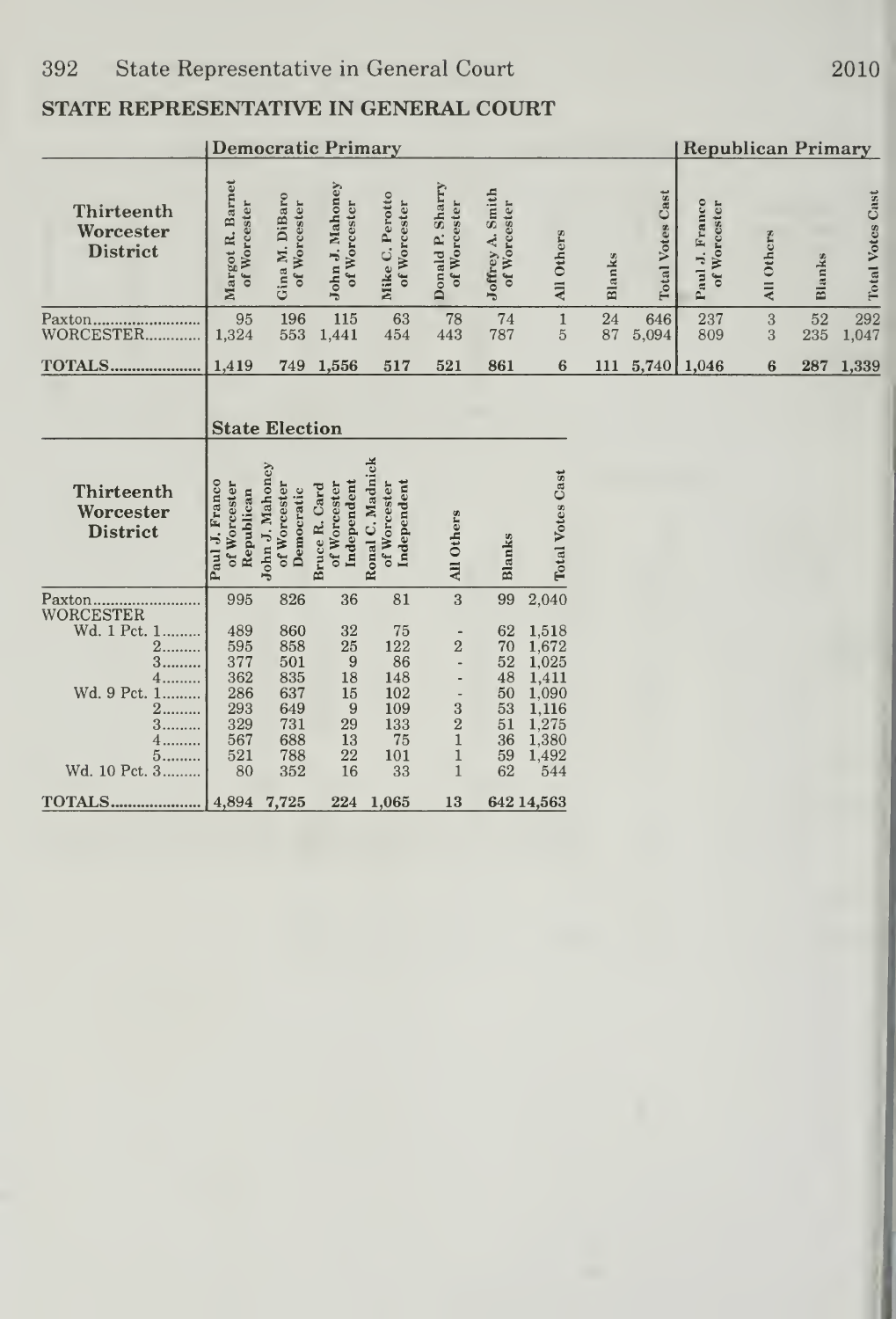## STATE REPRESENTATIVE IN GENERAL COURT

| Thirteenth Worcester District | Democratic Primary | | | | | | | | | Republican Primary | | | |
|---|---|---|---|---|---|---|---|---|---|---|---|---|---|
| | Margot R. Barnet of Worcester | Gina M. DiBaro of Worcester | John J. Mahoney of Worcester | Mike C. Perotto of Worcester | Donald P. Sharry of Worcester | Joffrey A. Smith of Worcester | All Others | Blanks | Total Votes Cast | Paul J. Franco of Worcester | All Others | Blanks | Total Votes Cast |
| Paxton | 95 | 196 | 115 | 63 | 78 | 74 | 1 | 24 | 646 | 237 | 3 | 52 | 292 |
| WORCESTER | 1,324 | 553 | 1,441 | 454 | 443 | 787 | 5 | 87 | 5,094 | 809 | 3 | 235 | 1,047 |
| TOTALS | 1,419 | 749 | 1,556 | 517 | 521 | 861 | 6 | 111 | 5,740 | 1,046 | 6 | 287 | 1,339 |

| Thirteenth Worcester District | State Election | | | | | | |
|---|---|---|---|---|---|---|---|
| | Paul J. Franco of Worcester Republican | John J. Mahoney of Worcester Democratic | Bruce R. Card of Worcester Independent | Ronal C. Madnick of Worcester Independent | All Others | Blanks | Total Votes Cast |
| Paxton | 995 | 826 | 36 | 81 | 3 | 99 | 2,040 |
| WORCESTER | | | | | | | |
| Wd. 1 Pct. 1 | 489 | 860 | 32 | 75 | - | 62 | 1,518 |
| 2 | 595 | 858 | 25 | 122 | 2 | 70 | 1,672 |
| 3 | 377 | 501 | 9 | 86 | - | 52 | 1,025 |
| 4 | 362 | 835 | 18 | 148 | - | 48 | 1,411 |
| Wd. 9 Pct. 1 | 286 | 637 | 15 | 102 | - | 50 | 1,090 |
| 2 | 293 | 649 | 9 | 109 | 3 | 53 | 1,116 |
| 3 | 329 | 731 | 29 | 133 | 2 | 51 | 1,275 |
| 4 | 567 | 688 | 13 | 75 | 1 | 36 | 1,380 |
| 5 | 521 | 788 | 22 | 101 | 1 | 59 | 1,492 |
| Wd. 10 Pct. 3 | 80 | 352 | 16 | 33 | 1 | 62 | 544 |
| TOTALS | 4,894 | 7,725 | 224 | 1,065 | 13 | 642 | 14,563 |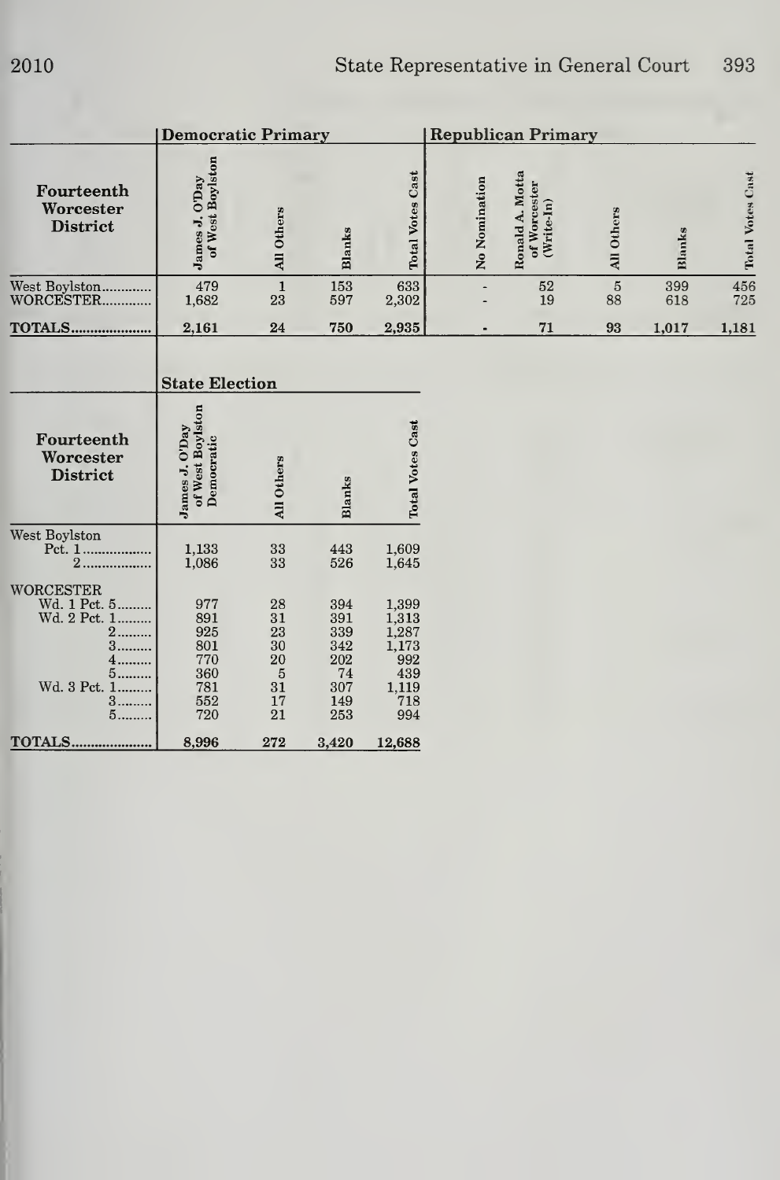| Fourteenth Worcester District | Democratic Primary | | | | Republican Primary | | | | |
|---|---|---|---|---|---|---|---|---|---|
| | James J. O'Day of West Boylston | All Others | Blanks | Total Votes Cast | No Nomination | Ronald A. Motta of Worcester (Write-In) | All Others | Blanks | Total Votes Cast |
| West Boylston | 479 | 1 | 153 | 633 | - | 52 | 5 | 399 | 456 |
| WORCESTER | 1,682 | 23 | 597 | 2,302 | - | 19 | 88 | 618 | 725 |
| TOTALS | 2,161 | 24 | 750 | 2,935 | - | 71 | 93 | 1,017 | 1,181 |

| Fourteenth Worcester District | State Election | | | |
|---|---|---|---|---|
| | James J. O'Day of West Boylston Democratic | All Others | Blanks | Total Votes Cast |
| West Boylston | | | | |
| Pct. 1 | 1,133 | 33 | 443 | 1,609 |
| 2 | 1,086 | 33 | 526 | 1,645 |
| WORCESTER | | | | |
| Wd. 1 Pct. 5 | 977 | 28 | 394 | 1,399 |
| Wd. 2 Pct. 1 | 891 | 31 | 391 | 1,313 |
| 2 | 925 | 23 | 339 | 1,287 |
| 3 | 801 | 30 | 342 | 1,173 |
| 4 | 770 | 20 | 202 | 992 |
| 5 | 360 | 5 | 74 | 439 |
| Wd. 3 Pct. 1 | 781 | 31 | 307 | 1,119 |
| 3 | 552 | 17 | 149 | 718 |
| 5 | 720 | 21 | 253 | 994 |
| TOTALS | 8,996 | 272 | 3,420 | 12,688 |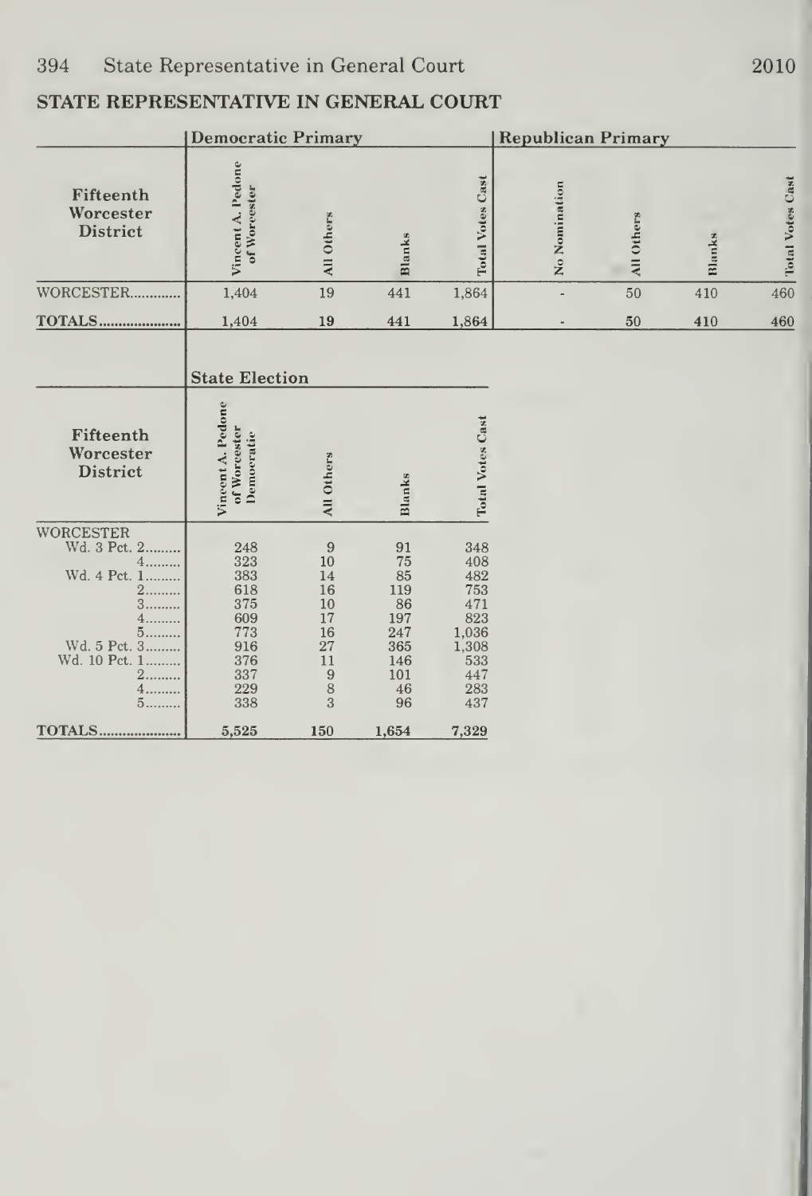## STATE REPRESENTATIVE IN GENERAL COURT

| | Democratic Primary | | | | Republican Primary | | | |
|---|---|---|---|---|---|---|---|---|
| Fifteenth Worcester District | Vincent A. Pedone of Worcester | All Others | Blanks | Total Votes Cast | No Nomination | All Others | Blanks | Total Votes Cast |
| WORCESTER | 1,404 | 19 | 441 | 1,864 | - | 50 | 410 | 460 |
| TOTALS | 1,404 | 19 | 441 | 1,864 | - | 50 | 410 | 460 |

| | State Election | | | |
|---|---|---|---|---|
| Fifteenth Worcester District | Vincent A. Pedone of Worcester Democratic | All Others | Blanks | Total Votes Cast |
| WORCESTER | | | | |
| Wd. 3 Pct. 2 | 248 | 9 | 91 | 348 |
| 4 | 323 | 10 | 75 | 408 |
| Wd. 4 Pct. 1 | 383 | 14 | 85 | 482 |
| 2 | 618 | 16 | 119 | 753 |
| 3 | 375 | 10 | 86 | 471 |
| 4 | 609 | 17 | 197 | 823 |
| 5 | 773 | 16 | 247 | 1,036 |
| Wd. 5 Pct. 3 | 916 | 27 | 365 | 1,308 |
| Wd. 10 Pct. 1 | 376 | 11 | 146 | 533 |
| 2 | 337 | 9 | 101 | 447 |
| 4 | 229 | 8 | 46 | 283 |
| 5 | 338 | 3 | 96 | 437 |
| TOTALS | 5,525 | 150 | 1,654 | 7,329 |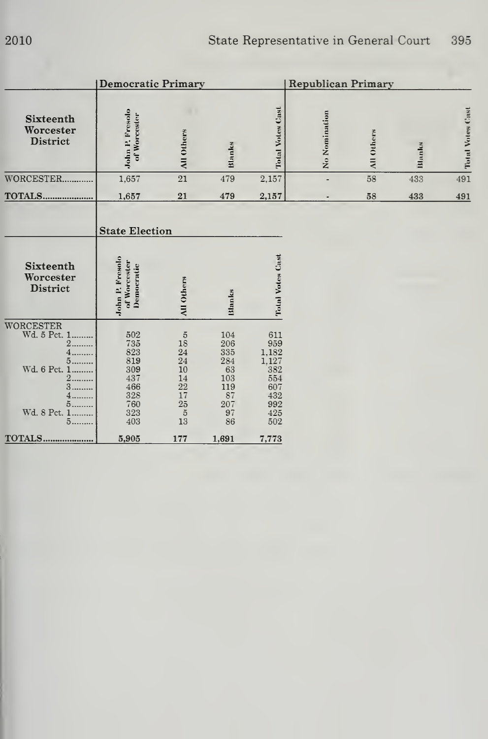| Sixteenth Worcester District | Democratic Primary | | | | Republican Primary | | | |
|---|---|---|---|---|---|---|---|---|
| | John P. Fresolo of Worcester | All Others | Blanks | Total Votes Cast | No Nomination | All Others | Blanks | Total Votes Cast |
| WORCESTER............ | 1,657 | 21 | 479 | 2,157 | - | 58 | 433 | 491 |
| TOTALS.................... | 1,657 | 21 | 479 | 2,157 | - | 58 | 433 | 491 |

| Sixteenth Worcester District | State Election | | | |
|---|---|---|---|---|
| | John P. Fresolo of Worcester Democratic | All Others | Blanks | Total Votes Cast |
| WORCESTER | | | | |
| Wd. 5 Pct. 1......... | 502 | 5 | 104 | 611 |
| 2......... | 735 | 18 | 206 | 959 |
| 4......... | 823 | 24 | 335 | 1,182 |
| 5......... | 819 | 24 | 284 | 1,127 |
| Wd. 6 Pct. 1......... | 309 | 10 | 63 | 382 |
| 2......... | 437 | 14 | 103 | 554 |
| 3......... | 466 | 22 | 119 | 607 |
| 4......... | 328 | 17 | 87 | 432 |
| 5......... | 760 | 25 | 207 | 992 |
| Wd. 8 Pct. 1......... | 323 | 5 | 97 | 425 |
| 5......... | 403 | 13 | 86 | 502 |
| TOTALS.................... | 5,905 | 177 | 1,691 | 7,773 |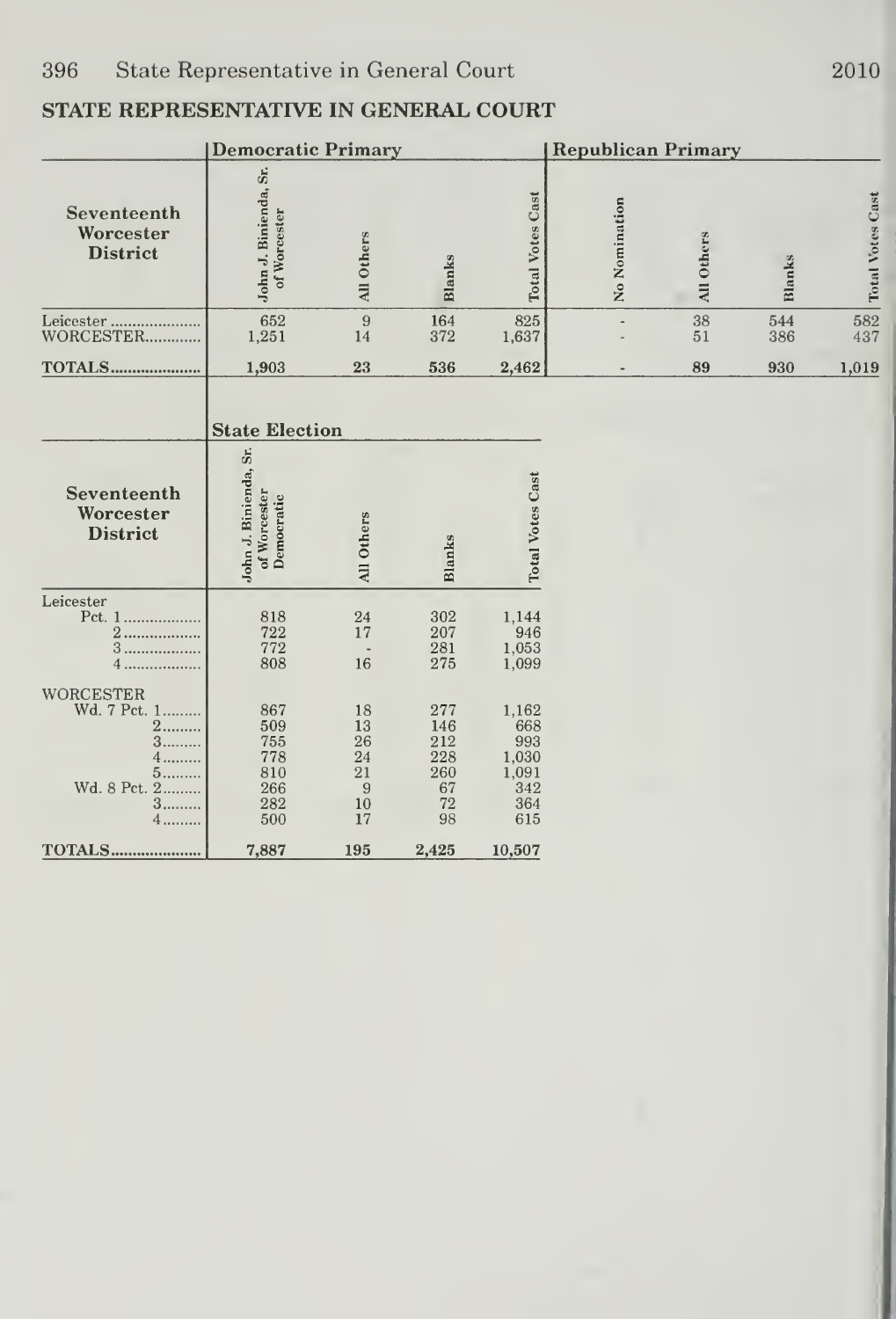## STATE REPRESENTATIVE IN GENERAL COURT

| | Democratic Primary | | | | Republican Primary | | | |
|---|---|---|---|---|---|---|---|---|
| Seventeenth Worcester District | John J. Binienda, Sr. of Worcester | All Others | Blanks | Total Votes Cast | No Nomination | All Others | Blanks | Total Votes Cast |
| Leicester | 652 | 9 | 164 | 825 | - | 38 | 544 | 582 |
| WORCESTER | 1,251 | 14 | 372 | 1,637 | - | 51 | 386 | 437 |
| TOTALS | 1,903 | 23 | 536 | 2,462 | - | 89 | 930 | 1,019 |

| | State Election | | | |
|---|---|---|---|---|
| Seventeenth Worcester District | John J. Binienda, Sr. of Worcester Democratic | All Others | Blanks | Total Votes Cast |
| Leicester | | | | |
| Pct. 1 | 818 | 24 | 302 | 1,144 |
| 2 | 722 | 17 | 207 | 946 |
| 3 | 772 | - | 281 | 1,053 |
| 4 | 808 | 16 | 275 | 1,099 |
| WORCESTER | | | | |
| Wd. 7 Pct. 1 | 867 | 18 | 277 | 1,162 |
| 2 | 509 | 13 | 146 | 668 |
| 3 | 755 | 26 | 212 | 993 |
| 4 | 778 | 24 | 228 | 1,030 |
| 5 | 810 | 21 | 260 | 1,091 |
| Wd. 8 Pct. 2 | 266 | 9 | 67 | 342 |
| 3 | 282 | 10 | 72 | 364 |
| 4 | 500 | 17 | 98 | 615 |
| TOTALS | 7,887 | 195 | 2,425 | 10,507 |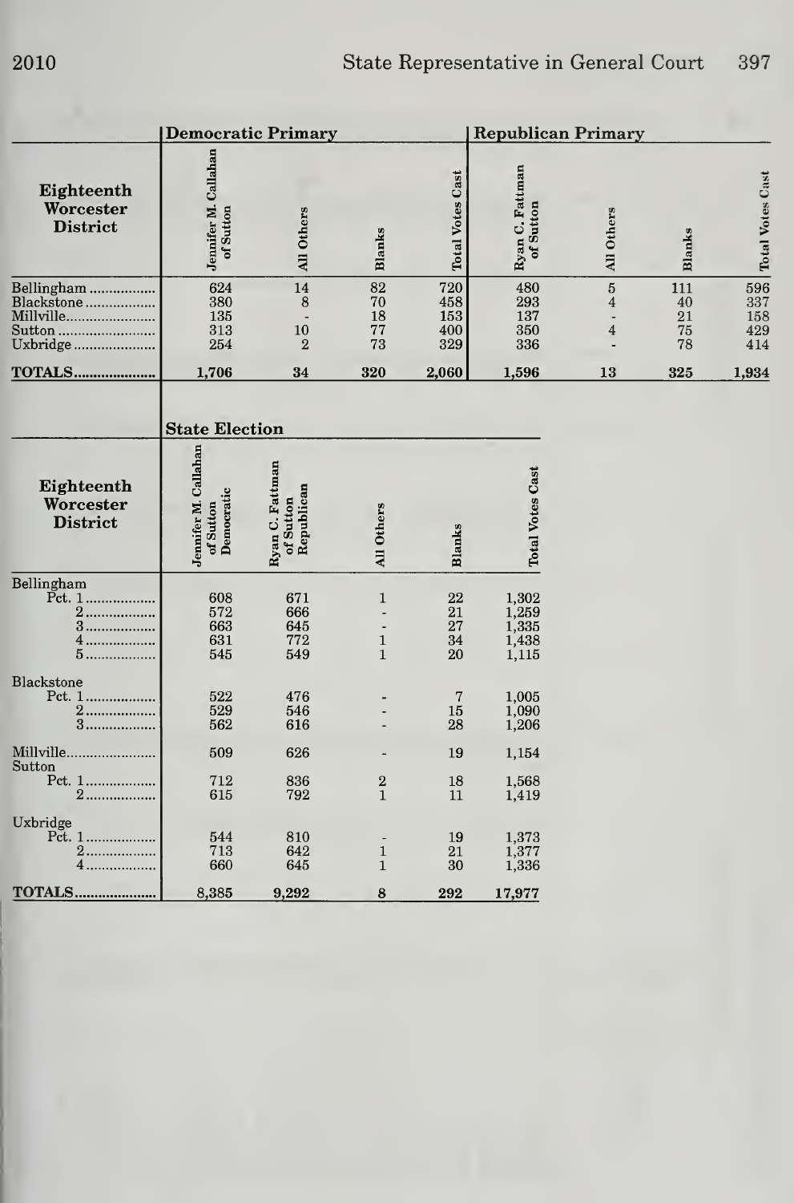| Eighteenth Worcester District | Democratic Primary | | | | Republican Primary | | | |
|---|---|---|---|---|---|---|---|---|
| | Jennifer M. Callahan of Sutton | All Others | Blanks | Total Votes Cast | Ryan C. Fattman of Sutton | All Others | Blanks | Total Votes Cast |
| Bellingham | 624 | 14 | 82 | 720 | 480 | 5 | 111 | 596 |
| Blackstone | 380 | 8 | 70 | 458 | 293 | 4 | 40 | 337 |
| Millville | 135 | - | 18 | 153 | 137 | - | 21 | 158 |
| Sutton | 313 | 10 | 77 | 400 | 350 | 4 | 75 | 429 |
| Uxbridge | 254 | 2 | 73 | 329 | 336 | - | 78 | 414 |
| TOTALS | 1,706 | 34 | 320 | 2,060 | 1,596 | 13 | 325 | 1,934 |

| Eighteenth Worcester District | State Election | | | | |
|---|---|---|---|---|---|
| | Jennifer M. Callahan of Sutton Democratic | Ryan C. Fattman of Sutton Republican | All Others | Blanks | Total Votes Cast |
| Bellingham | | | | | |
| Pct. 1 | 608 | 671 | 1 | 22 | 1,302 |
| 2 | 572 | 666 | - | 21 | 1,259 |
| 3 | 663 | 645 | - | 27 | 1,335 |
| 4 | 631 | 772 | 1 | 34 | 1,438 |
| 5 | 545 | 549 | 1 | 20 | 1,115 |
| Blackstone | | | | | |
| Pct. 1 | 522 | 476 | - | 7 | 1,005 |
| 2 | 529 | 546 | - | 15 | 1,090 |
| 3 | 562 | 616 | - | 28 | 1,206 |
| Millville | 509 | 626 | - | 19 | 1,154 |
| Sutton | | | | | |
| Pct. 1 | 712 | 836 | 2 | 18 | 1,568 |
| 2 | 615 | 792 | 1 | 11 | 1,419 |
| Uxbridge | | | | | |
| Pct. 1 | 544 | 810 | - | 19 | 1,373 |
| 2 | 713 | 642 | 1 | 21 | 1,377 |
| 4 | 660 | 645 | 1 | 30 | 1,336 |
| TOTALS | 8,385 | 9,292 | 8 | 292 | 17,977 |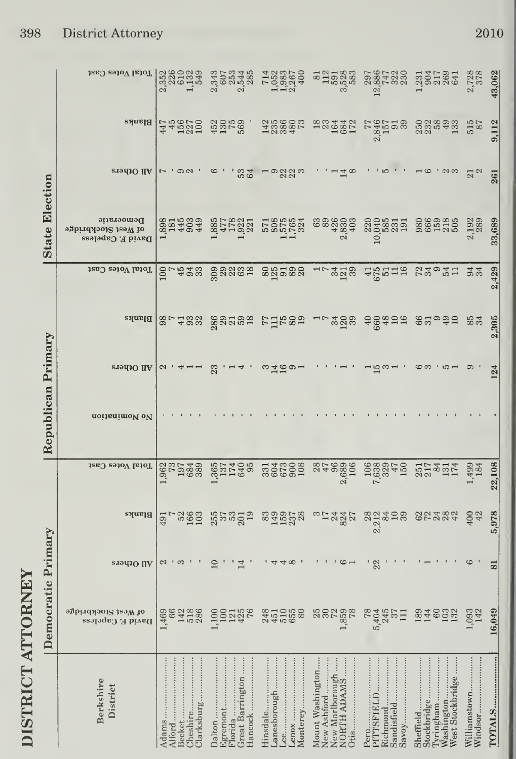# DISTRICT ATTORNEY

| Berkshire District | Democratic Primary | | | | Republican Primary | | | | State Election | | | |
|---|---|---|---|---|---|---|---|---|---|---|---|---|
| | David F. Capeless of West Stockbridge | All Others | Blanks | Total Votes Cast | No Nomination | All Others | Blanks | Total Votes Cast | David F. Capeless of West Stockbridge Democratic | All Others | Blanks | Total Votes Cast |
| Adams | 1,469 | 2 | 491 | 1,962 | - | 2 | 98 | 100 | 1,898 | 7 | 447 | 2,352 |
| Alford | 66 | - | 7 | 73 | - | - | 7 | 7 | 181 | - | 45 | 226 |
| Becket | 142 | 3 | 52 | 197 | - | 4 | 41 | 45 | 445 | 9 | 156 | 610 |
| Cheshire | 518 | - | 166 | 684 | - | 1 | 93 | 94 | 903 | 2 | 227 | 1,132 |
| Clarksburg | 286 | - | 103 | 389 | - | 1 | 32 | 33 | 449 | - | 100 | 549 |
| Dalton | 1,100 | 10 | 255 | 1,365 | - | 23 | 286 | 309 | 1,885 | 6 | 452 | 2,343 |
| Egremont | 100 | - | 37 | 137 | - | - | 29 | 29 | 477 | - | 130 | 607 |
| Florida | 121 | - | 53 | 174 | - | 1 | 21 | 22 | 178 | - | 75 | 253 |
| Great Barrington | 425 | 14 | 201 | 640 | - | 4 | 59 | 63 | 1,922 | 53 | 569 | 2,544 |
| Hancock | 76 | - | 19 | 95 | - | - | 18 | 18 | 221 | 64 | - | 285 |
| Hinsdale | 248 | - | 83 | 331 | - | 3 | 77 | 80 | 571 | 1 | 142 | 714 |
| Lanesborough | 451 | 4 | 149 | 604 | - | 14 | 111 | 125 | 808 | 9 | 235 | 1,052 |
| Lee | 510 | 4 | 159 | 673 | - | 16 | 75 | 91 | 1,575 | 22 | 386 | 1,983 |
| Lenox | 655 | 8 | 237 | 900 | - | 9 | 80 | 89 | 1,765 | 22 | 480 | 2,267 |
| Monterey | 80 | - | 28 | 108 | - | 1 | 19 | 20 | 324 | 3 | 73 | 400 |
| Mount Washington | 25 | - | 3 | 28 | - | - | 1 | 1 | 63 | - | 18 | 81 |
| New Ashford | 30 | - | 17 | 47 | - | - | 7 | 7 | 89 | - | 23 | 112 |
| New Marlborough | 72 | - | 24 | 96 | - | - | 34 | 34 | 426 | 1 | 164 | 591 |
| NORTH ADAMS | 1,859 | 6 | 824 | 2,689 | - | 1 | 120 | 121 | 2,830 | 14 | 684 | 3,528 |
| Otis | 78 | 1 | 27 | 106 | - | - | 39 | 39 | 403 | 8 | 172 | 583 |
| Peru | 78 | - | 28 | 106 | - | 1 | 40 | 41 | 220 | - | 77 | 297 |
| PITTSFIELD | 5,404 | 22 | 2,212 | 7,638 | - | 15 | 660 | 675 | 10,040 | - | 2,846 | 12,886 |
| Richmond | 245 | - | 84 | 329 | - | 3 | 48 | 51 | 585 | 5 | 157 | 747 |
| Sandisfield | 37 | - | 10 | 47 | - | 1 | 10 | 11 | 231 | - | 91 | 322 |
| Savoy | 111 | - | 39 | 150 | - | - | 16 | 16 | 191 | - | 39 | 230 |
| Sheffield | 189 | - | 62 | 251 | - | 6 | 66 | 72 | 980 | 1 | 250 | 1,231 |
| Stockbridge | 144 | 1 | 72 | 217 | - | 3 | 31 | 34 | 666 | 6 | 232 | 904 |
| Tyringham | 60 | - | 24 | 84 | - | - | 9 | 9 | 159 | - | 58 | 217 |
| Washington | 103 | - | 28 | 131 | - | 5 | 49 | 54 | 218 | 2 | 49 | 269 |
| West Stockbridge | 132 | - | 42 | 174 | - | 1 | 10 | 11 | 505 | 3 | 133 | 641 |
| Williamstown | 1,093 | 6 | 400 | 1,499 | - | 9 | 85 | 94 | 2,192 | 21 | 515 | 2,728 |
| Windsor | 142 | - | 42 | 184 | - | - | 34 | 34 | 289 | 2 | 87 | 378 |
| **TOTALS** | **16,049** | **81** | **5,978** | **22,108** | **-** | **124** | **2,305** | **2,429** | **33,689** | **261** | **9,112** | **43,062** |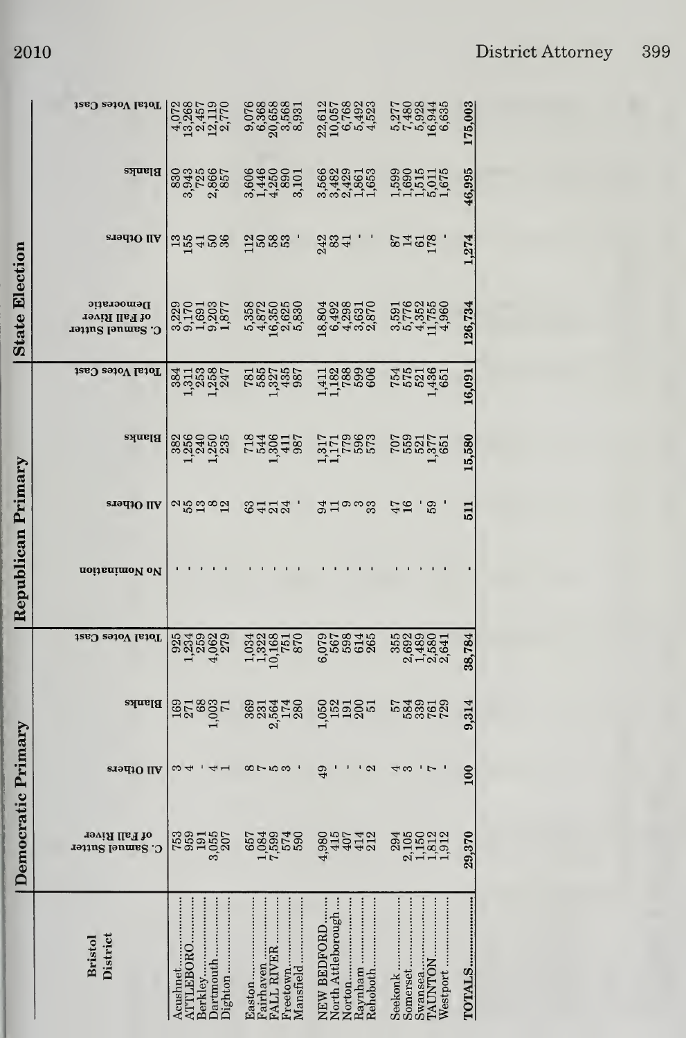| Bristol District | Democratic Primary | | | | Republican Primary | | | | State Election | | | |
|---|---|---|---|---|---|---|---|---|---|---|---|---|
| | C. Samuel Sutter of Fall River | All Others | Blanks | Total Votes Cast | No Nomination | All Others | Blanks | Total Votes Cast | C. Samuel Sutter of Fall River Democratic | All Others | Blanks | Total Votes Cast |
| Acushnet | 753 | 3 | 169 | 925 | - | 2 | 382 | 384 | 3,229 | 13 | 830 | 4,072 |
| ATTLEBORO | 959 | 4 | 271 | 1,234 | - | 55 | 1,256 | 1,311 | 9,170 | 155 | 3,943 | 13,268 |
| Berkley | 191 | - | 68 | 259 | - | 13 | 240 | 253 | 1,691 | 41 | 725 | 2,457 |
| Dartmouth | 3,055 | 4 | 1,003 | 4,062 | - | 8 | 1,250 | 1,258 | 9,203 | 50 | 2,866 | 12,119 |
| Dighton | 207 | 1 | 71 | 279 | - | 12 | 235 | 247 | 1,877 | 36 | 857 | 2,770 |
| Easton | 657 | 8 | 369 | 1,034 | - | 63 | 718 | 781 | 5,358 | 112 | 3,606 | 9,076 |
| Fairhaven | 1,084 | 7 | 231 | 1,322 | - | 41 | 544 | 585 | 4,872 | 50 | 1,446 | 6,368 |
| FALL RIVER | 7,599 | 5 | 2,564 | 10,168 | - | 21 | 1,306 | 1,327 | 16,350 | 58 | 4,250 | 20,658 |
| Freetown | 574 | 3 | 174 | 751 | - | 24 | 411 | 435 | 2,625 | 53 | 890 | 3,568 |
| Mansfield | 590 | - | 280 | 870 | - | - | 987 | 987 | 5,830 | - | 3,101 | 8,931 |
| NEW BEDFORD | 4,980 | 49 | 1,050 | 6,079 | - | 94 | 1,317 | 1,411 | 18,804 | 242 | 3,566 | 22,612 |
| North Attleborough | 415 | - | 152 | 567 | - | 11 | 1,171 | 1,182 | 6,492 | 83 | 3,482 | 10,057 |
| Norton | 407 | - | 191 | 598 | - | 9 | 779 | 788 | 4,298 | 41 | 2,429 | 6,768 |
| Raynham | 414 | - | 200 | 614 | - | 3 | 596 | 599 | 3,631 | - | 1,861 | 5,492 |
| Rehoboth | 212 | 2 | 51 | 265 | - | 33 | 573 | 606 | 2,870 | - | 1,653 | 4,523 |
| Seekonk | 294 | 4 | 57 | 355 | - | 47 | 707 | 754 | 3,591 | 87 | 1,599 | 5,277 |
| Somerset | 2,105 | 3 | 584 | 2,692 | - | 16 | 559 | 575 | 5,776 | 14 | 1,690 | 7,480 |
| Swansea | 1,150 | - | 339 | 1,489 | - | - | 521 | 521 | 4,352 | 61 | 1,515 | 5,928 |
| TAUNTON | 1,812 | 7 | 761 | 2,580 | - | 59 | 1,377 | 1,436 | 11,755 | 178 | 5,011 | 16,944 |
| Westport | 1,912 | - | 729 | 2,641 | - | - | 651 | 651 | 4,960 | - | 1,675 | 6,635 |
| TOTALS | 29,370 | 100 | 9,314 | 38,784 | - | 511 | 15,580 | 16,091 | 126,734 | 1,274 | 46,995 | 175,003 |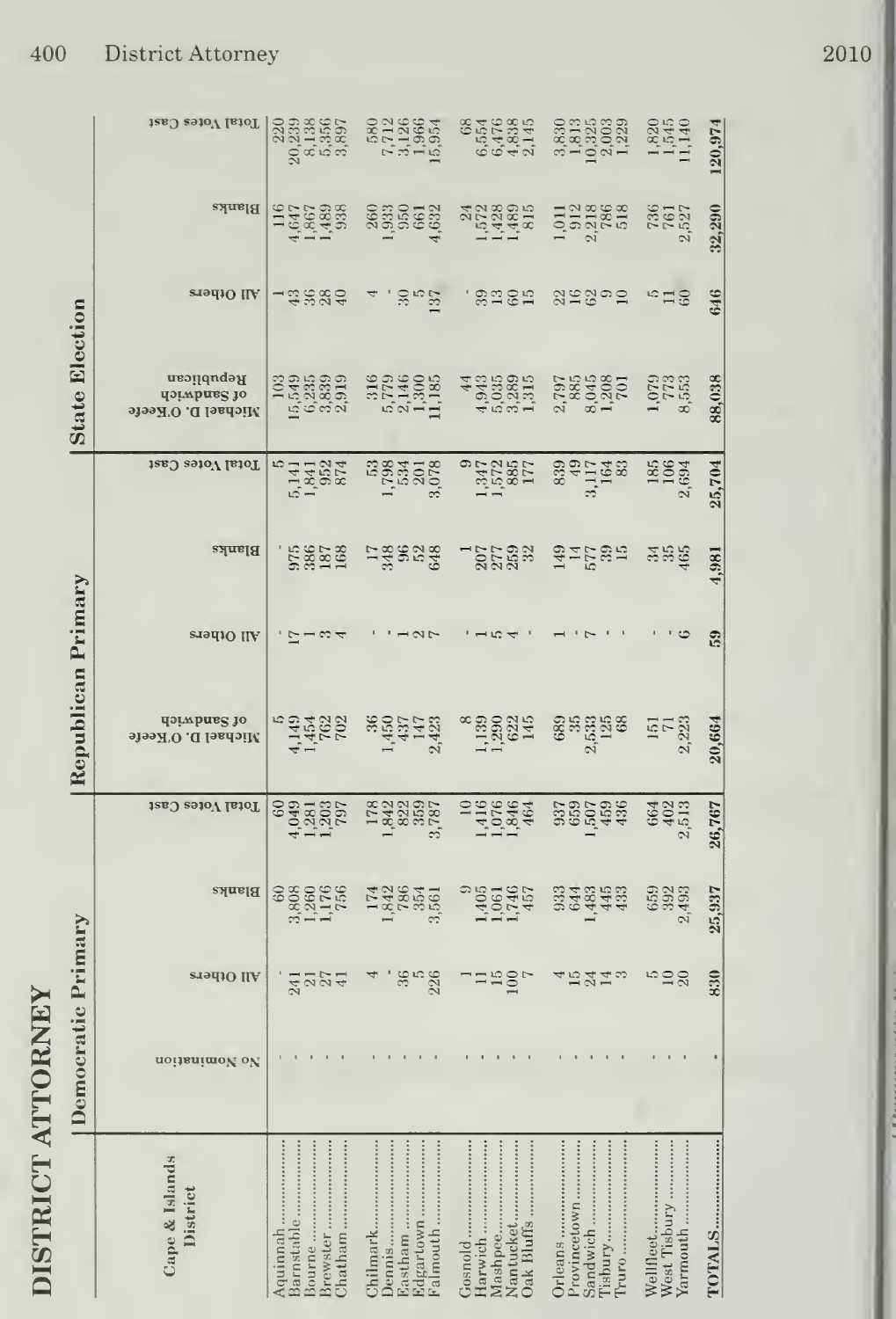# DISTRICT ATTORNEY

| Cape & Islands District | Democratic Primary | | | | Republican Primary | | | | State Election | | | |
|---|---|---|---|---|---|---|---|---|---|---|---|---|
| | No Nomination | All Others | Blanks | Total Votes Cast | Michael D. O'Keefe of Sandwich | All Others | Blanks | Total Votes Cast | Michael D. O'Keefe of Sandwich Republican | All Others | Blanks | Total Votes Cast |
| Aquinnah | . | . | 60 | 60 | 5 | . | . | 5 | 103 | 1 | 116 | 220 |
| Barnstable | . | 241 | 3,808 | 4,049 | 4,149 | 17 | 975 | 5,141 | 15,549 | 43 | 4,647 | 20,239 |
| Bourne | . | 21 | 1,260 | 1,281 | 1,454 | 1 | 386 | 1,841 | 6,235 | 36 | 1,867 | 8,138 |
| Brewster | . | 27 | 1,176 | 1,203 | 762 | 3 | 187 | 952 | 3,839 | 28 | 1,489 | 5,356 |
| Chatham | . | 41 | 756 | 797 | 702 | 4 | 168 | 874 | 2,919 | 40 | 938 | 3,897 |
| Chilmark | . | 4 | 174 | 178 | 36 | . | 17 | 53 | 316 | 4 | 260 | 580 |
| Dennis | . | . | 1,842 | 1,842 | 1,450 | . | 348 | 1,798 | 5,779 | . | 1,933 | 7,712 |
| Eastham | . | 36 | 786 | 822 | 437 | 1 | 96 | 534 | 2,146 | 30 | 950 | 3,126 |
| Edgartown | . | 5 | 354 | 359 | 147 | 2 | 52 | 201 | 1,300 | 5 | 661 | 1,966 |
| Falmouth | . | 226 | 3,561 | 3,787 | 2,423 | 7 | 648 | 3,078 | 11,185 | 137 | 4,632 | 15,954 |
| Gosnold | . | 1 | 9 | 10 | 8 | . | 1 | 9 | 44 | . | 24 | 68 |
| Harwich | . | 11 | 1,405 | 1,416 | 1,139 | 1 | 207 | 1,347 | 4,943 | 39 | 1,572 | 6,554 |
| Mashpee | . | 15 | 1,061 | 1,076 | 1,290 | 5 | 277 | 1,572 | 5,035 | 13 | 1,428 | 6,476 |
| Nantucket | . | 100 | 1,746 | 1,846 | 622 | 4 | 259 | 885 | 3,289 | 60 | 1,489 | 4,838 |
| Oak Bluffs | . | 7 | 457 | 464 | 145 | . | 32 | 177 | 1,315 | 15 | 815 | 2,145 |
| Orleans | . | 4 | 933 | 937 | 689 | 1 | 149 | 839 | 2,797 | 22 | 1,011 | 3,830 |
| Provincetown | . | 15 | 644 | 659 | 35 | . | 14 | 49 | 885 | 16 | 912 | 1,813 |
| Sandwich | . | 24 | 1,483 | 1,507 | 2,533 | 7 | 577 | 3,117 | 8,045 | 62 | 2,218 | 10,325 |
| Tisbury | . | 14 | 445 | 459 | 125 | . | 39 | 164 | 1,208 | 9 | 786 | 2,003 |
| Truro | . | 3 | 433 | 436 | 68 | . | 15 | 83 | 701 | 10 | 518 | 1,229 |
| Wellfleet | . | 5 | 659 | 664 | 151 | . | 34 | 185 | 1,079 | 5 | 736 | 1,820 |
| West Tisbury | . | 10 | 392 | 402 | 71 | . | 35 | 106 | 773 | 11 | 761 | 1,545 |
| Yarmouth | . | 20 | 2,493 | 2,513 | 2,223 | 6 | 465 | 2,694 | 8,553 | 60 | 2,527 | 11,140 |
| TOTALS | . | 830 | 25,937 | 26,767 | 20,664 | 59 | 4,981 | 25,704 | 88,038 | 646 | 32,290 | 120,974 |